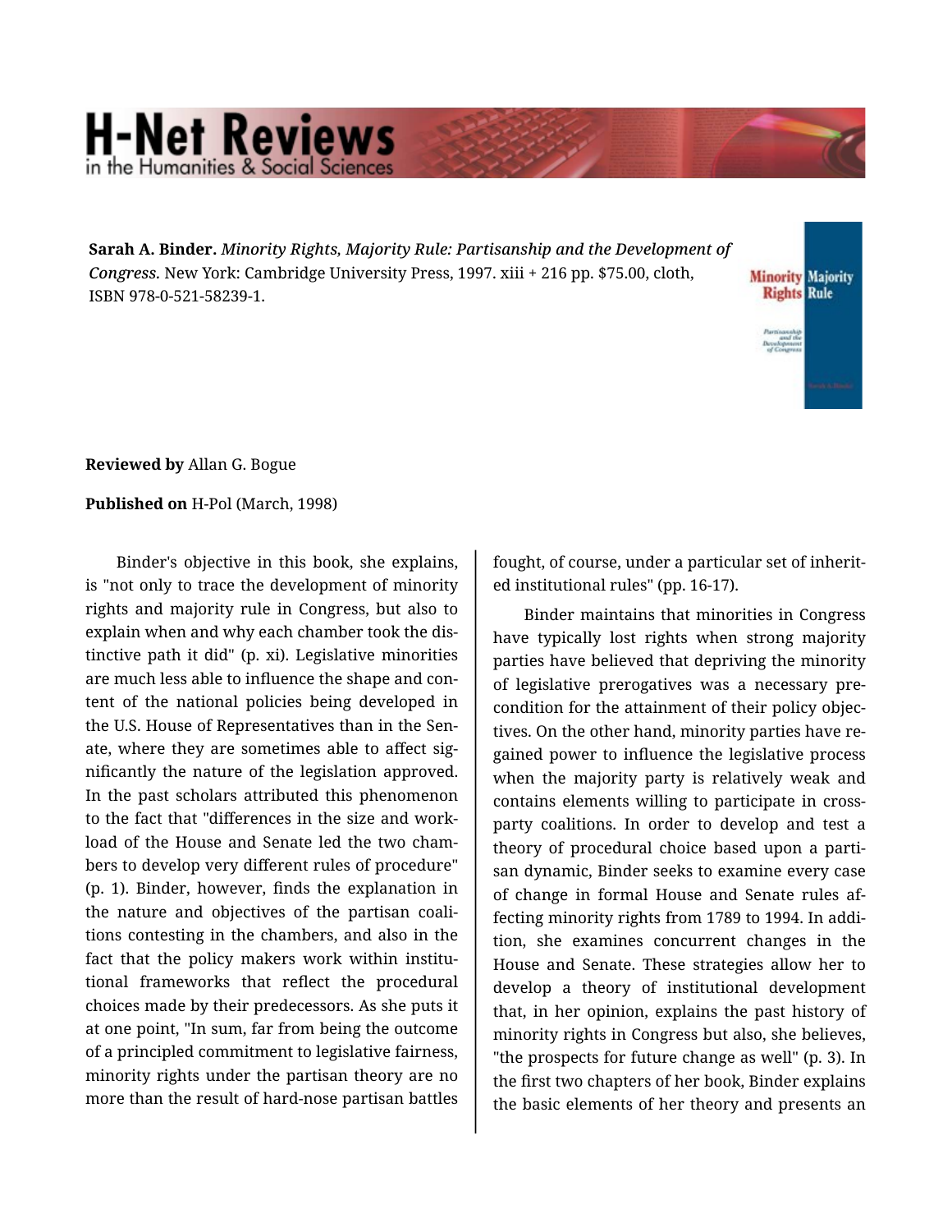Sarah A. Binder. *Minority Rights, Majority Rule: Partisanship and the Development of Congress.* New York: Cambridge University Press, 1997. xiii + 216 pp. $75.00, cloth, ISBN 978-0-521-58239-1.

**Reviewed by** Allan G. Bogue

**Published on** H-Pol (March, 1998)

Binder's objective in this book, she explains, is "not only to trace the development of minority rights and majority rule in Congress, but also to explain when and why each chamber took the distinctive path it did" (p. xi). Legislative minorities are much less able to influence the shape and content of the national policies being developed in the U.S. House of Representatives than in the Senate, where they are sometimes able to affect significantly the nature of the legislation approved. In the past scholars attributed this phenomenon to the fact that "differences in the size and workload of the House and Senate led the two chambers to develop very different rules of procedure" (p. 1). Binder, however, finds the explanation in the nature and objectives of the partisan coalitions contesting in the chambers, and also in the fact that the policy makers work within institutional frameworks that reflect the procedural choices made by their predecessors. As she puts it at one point, "In sum, far from being the outcome of a principled commitment to legislative fairness, minority rights under the partisan theory are no more than the result of hard-nose partisan battles fought, of course, under a particular set of inherited institutional rules" (pp. 16-17).

Binder maintains that minorities in Congress have typically lost rights when strong majority parties have believed that depriving the minority of legislative prerogatives was a necessary precondition for the attainment of their policy objectives. On the other hand, minority parties have regained power to influence the legislative process when the majority party is relatively weak and contains elements willing to participate in cross-party coalitions. In order to develop and test a theory of procedural choice based upon a partisan dynamic, Binder seeks to examine every case of change in formal House and Senate rules affecting minority rights from 1789 to 1994. In addition, she examines concurrent changes in the House and Senate. These strategies allow her to develop a theory of institutional development that, in her opinion, explains the past history of minority rights in Congress but also, she believes, "the prospects for future change as well" (p. 3). In the first two chapters of her book, Binder explains the basic elements of her theory and presents an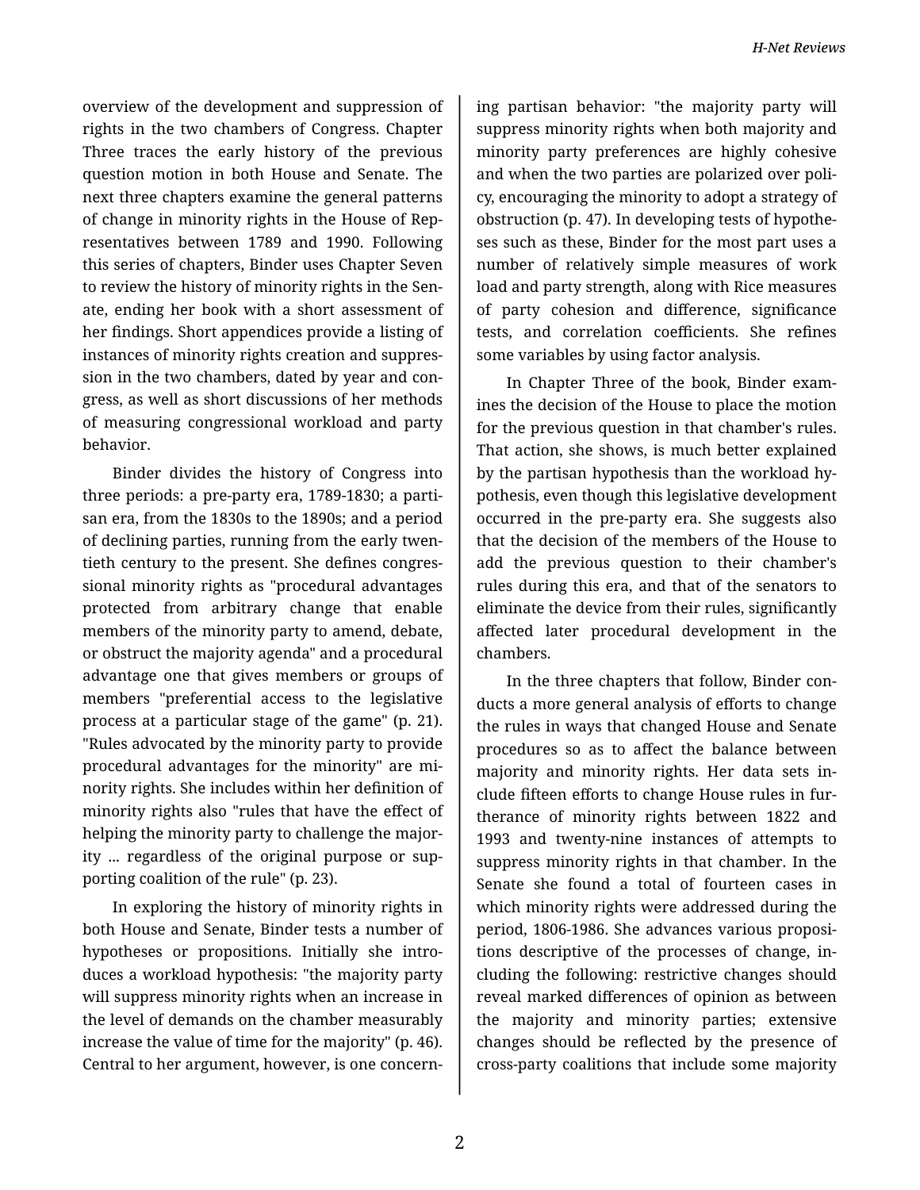overview of the development and suppression of rights in the two chambers of Congress. Chapter Three traces the early history of the previous question motion in both House and Senate. The next three chapters examine the general patterns of change in minority rights in the House of Representatives between 1789 and 1990. Following this series of chapters, Binder uses Chapter Seven to review the history of minority rights in the Senate, ending her book with a short assessment of her findings. Short appendices provide a listing of instances of minority rights creation and suppression in the two chambers, dated by year and congress, as well as short discussions of her methods of measuring congressional workload and party behavior.

Binder divides the history of Congress into three periods: a pre-party era, 1789-1830; a partisan era, from the 1830s to the 1890s; and a period of declining parties, running from the early twentieth century to the present. She defines congressional minority rights as "procedural advantages protected from arbitrary change that enable members of the minority party to amend, debate, or obstruct the majority agenda" and a procedural advantage one that gives members or groups of members "preferential access to the legislative process at a particular stage of the game" (p. 21). "Rules advocated by the minority party to provide procedural advantages for the minority" are minority rights. She includes within her definition of minority rights also "rules that have the effect of helping the minority party to challenge the majority ... regardless of the original purpose or supporting coalition of the rule" (p. 23).

In exploring the history of minority rights in both House and Senate, Binder tests a number of hypotheses or propositions. Initially she introduces a workload hypothesis: "the majority party will suppress minority rights when an increase in the level of demands on the chamber measurably increase the value of time for the majority" (p. 46). Central to her argument, however, is one concerning partisan behavior: "the majority party will suppress minority rights when both majority and minority party preferences are highly cohesive and when the two parties are polarized over policy, encouraging the minority to adopt a strategy of obstruction (p. 47). In developing tests of hypotheses such as these, Binder for the most part uses a number of relatively simple measures of work load and party strength, along with Rice measures of party cohesion and difference, significance tests, and correlation coefficients. She refines some variables by using factor analysis.

In Chapter Three of the book, Binder examines the decision of the House to place the motion for the previous question in that chamber's rules. That action, she shows, is much better explained by the partisan hypothesis than the workload hypothesis, even though this legislative development occurred in the pre-party era. She suggests also that the decision of the members of the House to add the previous question to their chamber's rules during this era, and that of the senators to eliminate the device from their rules, significantly affected later procedural development in the chambers.

In the three chapters that follow, Binder conducts a more general analysis of efforts to change the rules in ways that changed House and Senate procedures so as to affect the balance between majority and minority rights. Her data sets include fifteen efforts to change House rules in furtherance of minority rights between 1822 and 1993 and twenty-nine instances of attempts to suppress minority rights in that chamber. In the Senate she found a total of fourteen cases in which minority rights were addressed during the period, 1806-1986. She advances various propositions descriptive of the processes of change, including the following: restrictive changes should reveal marked differences of opinion as between the majority and minority parties; extensive changes should be reflected by the presence of cross-party coalitions that include some majority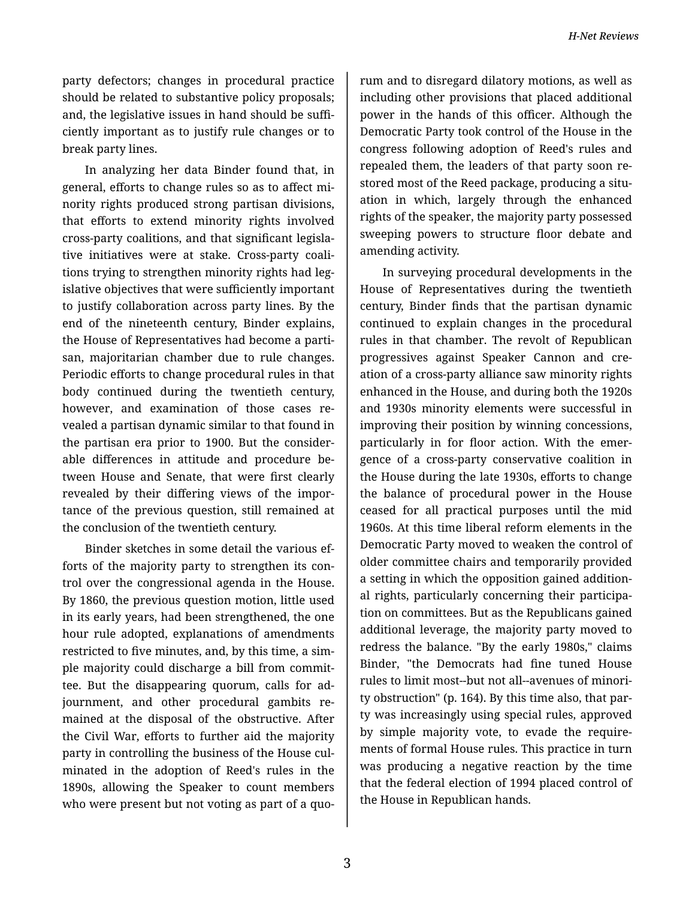party defectors; changes in procedural practice should be related to substantive policy proposals; and, the legislative issues in hand should be sufficiently important as to justify rule changes or to break party lines.

In analyzing her data Binder found that, in general, efforts to change rules so as to affect minority rights produced strong partisan divisions, that efforts to extend minority rights involved cross-party coalitions, and that significant legislative initiatives were at stake. Cross-party coalitions trying to strengthen minority rights had legislative objectives that were sufficiently important to justify collaboration across party lines. By the end of the nineteenth century, Binder explains, the House of Representatives had become a partisan, majoritarian chamber due to rule changes. Periodic efforts to change procedural rules in that body continued during the twentieth century, however, and examination of those cases revealed a partisan dynamic similar to that found in the partisan era prior to 1900. But the considerable differences in attitude and procedure between House and Senate, that were first clearly revealed by their differing views of the importance of the previous question, still remained at the conclusion of the twentieth century.

Binder sketches in some detail the various efforts of the majority party to strengthen its control over the congressional agenda in the House. By 1860, the previous question motion, little used in its early years, had been strengthened, the one hour rule adopted, explanations of amendments restricted to five minutes, and, by this time, a simple majority could discharge a bill from committee. But the disappearing quorum, calls for adjournment, and other procedural gambits remained at the disposal of the obstructive. After the Civil War, efforts to further aid the majority party in controlling the business of the House culminated in the adoption of Reed's rules in the 1890s, allowing the Speaker to count members who were present but not voting as part of a quorum and to disregard dilatory motions, as well as including other provisions that placed additional power in the hands of this officer. Although the Democratic Party took control of the House in the congress following adoption of Reed's rules and repealed them, the leaders of that party soon restored most of the Reed package, producing a situation in which, largely through the enhanced rights of the speaker, the majority party possessed sweeping powers to structure floor debate and amending activity.

In surveying procedural developments in the House of Representatives during the twentieth century, Binder finds that the partisan dynamic continued to explain changes in the procedural rules in that chamber. The revolt of Republican progressives against Speaker Cannon and creation of a cross-party alliance saw minority rights enhanced in the House, and during both the 1920s and 1930s minority elements were successful in improving their position by winning concessions, particularly in for floor action. With the emergence of a cross-party conservative coalition in the House during the late 1930s, efforts to change the balance of procedural power in the House ceased for all practical purposes until the mid 1960s. At this time liberal reform elements in the Democratic Party moved to weaken the control of older committee chairs and temporarily provided a setting in which the opposition gained additional rights, particularly concerning their participation on committees. But as the Republicans gained additional leverage, the majority party moved to redress the balance. "By the early 1980s," claims Binder, "the Democrats had fine tuned House rules to limit most--but not all--avenues of minority obstruction" (p. 164). By this time also, that party was increasingly using special rules, approved by simple majority vote, to evade the requirements of formal House rules. This practice in turn was producing a negative reaction by the time that the federal election of 1994 placed control of the House in Republican hands.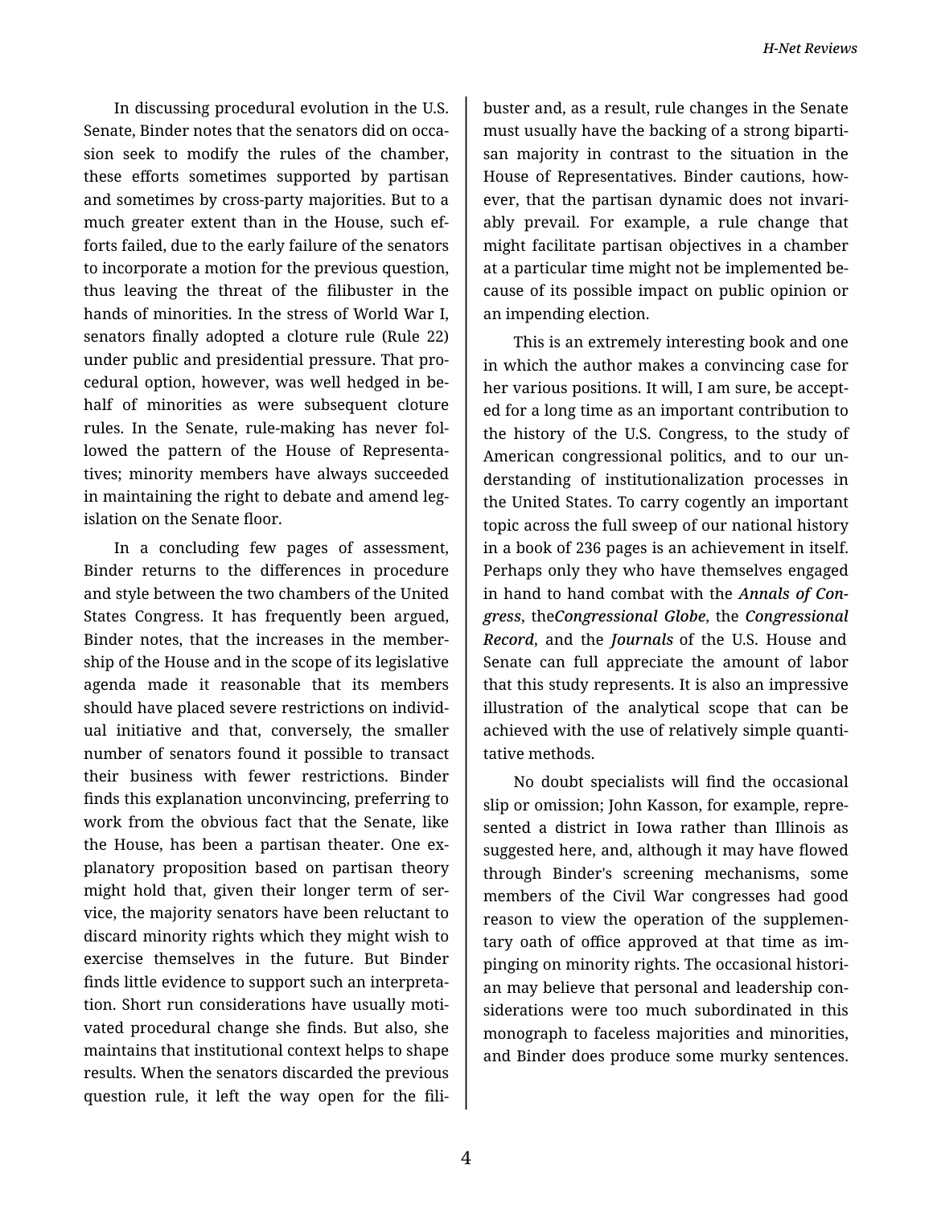In discussing procedural evolution in the U.S. Senate, Binder notes that the senators did on occasion seek to modify the rules of the chamber, these efforts sometimes supported by partisan and sometimes by cross-party majorities. But to a much greater extent than in the House, such efforts failed, due to the early failure of the senators to incorporate a motion for the previous question, thus leaving the threat of the filibuster in the hands of minorities. In the stress of World War I, senators finally adopted a cloture rule (Rule 22) under public and presidential pressure. That procedural option, however, was well hedged in behalf of minorities as were subsequent cloture rules. In the Senate, rule-making has never followed the pattern of the House of Representatives; minority members have always succeeded in maintaining the right to debate and amend legislation on the Senate floor.

In a concluding few pages of assessment, Binder returns to the differences in procedure and style between the two chambers of the United States Congress. It has frequently been argued, Binder notes, that the increases in the membership of the House and in the scope of its legislative agenda made it reasonable that its members should have placed severe restrictions on individual initiative and that, conversely, the smaller number of senators found it possible to transact their business with fewer restrictions. Binder finds this explanation unconvincing, preferring to work from the obvious fact that the Senate, like the House, has been a partisan theater. One explanatory proposition based on partisan theory might hold that, given their longer term of service, the majority senators have been reluctant to discard minority rights which they might wish to exercise themselves in the future. But Binder finds little evidence to support such an interpretation. Short run considerations have usually motivated procedural change she finds. But also, she maintains that institutional context helps to shape results. When the senators discarded the previous question rule, it left the way open for the filibuster and, as a result, rule changes in the Senate must usually have the backing of a strong bipartisan majority in contrast to the situation in the House of Representatives. Binder cautions, however, that the partisan dynamic does not invariably prevail. For example, a rule change that might facilitate partisan objectives in a chamber at a particular time might not be implemented because of its possible impact on public opinion or an impending election.

This is an extremely interesting book and one in which the author makes a convincing case for her various positions. It will, I am sure, be accepted for a long time as an important contribution to the history of the U.S. Congress, to the study of American congressional politics, and to our understanding of institutionalization processes in the United States. To carry cogently an important topic across the full sweep of our national history in a book of 236 pages is an achievement in itself. Perhaps only they who have themselves engaged in hand to hand combat with the ***Annals of Congress***, the***Congressional Globe***, the ***Congressional Record***, and the ***Journals*** of the U.S. House and Senate can full appreciate the amount of labor that this study represents. It is also an impressive illustration of the analytical scope that can be achieved with the use of relatively simple quantitative methods.

No doubt specialists will find the occasional slip or omission; John Kasson, for example, represented a district in Iowa rather than Illinois as suggested here, and, although it may have flowed through Binder's screening mechanisms, some members of the Civil War congresses had good reason to view the operation of the supplementary oath of office approved at that time as impinging on minority rights. The occasional historian may believe that personal and leadership considerations were too much subordinated in this monograph to faceless majorities and minorities, and Binder does produce some murky sentences.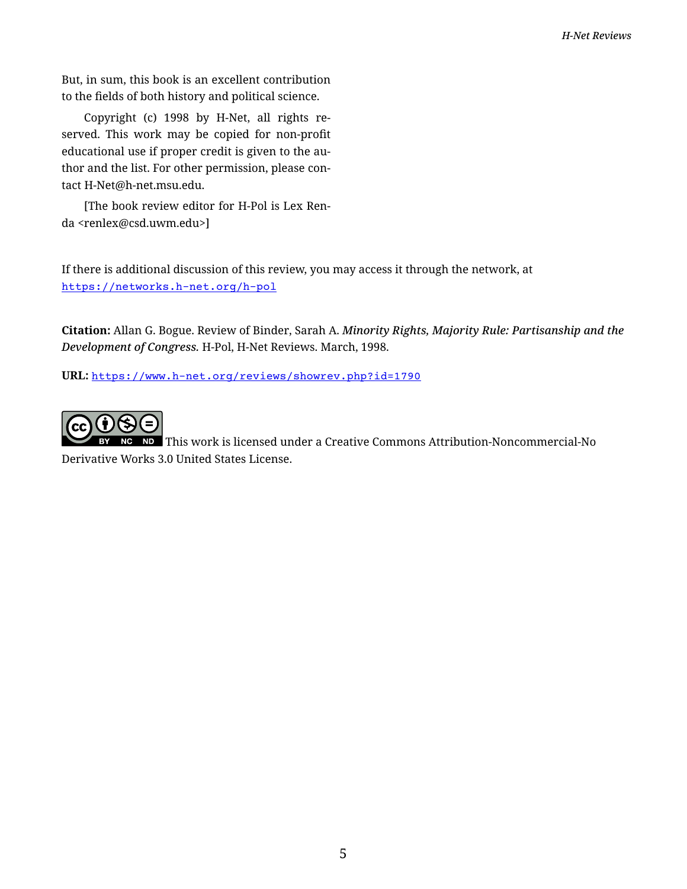But, in sum, this book is an excellent contribution to the fields of both history and political science.

Copyright (c) 1998 by H-Net, all rights reserved. This work may be copied for non-profit educational use if proper credit is given to the author and the list. For other permission, please contact H-Net@h-net.msu.edu.

[The book review editor for H-Pol is Lex Renda <renlex@csd.uwm.edu>]

If there is additional discussion of this review, you may access it through the network, at https://networks.h-net.org/h-pol

**Citation:** Allan G. Bogue. Review of Binder, Sarah A. ***Minority Rights, Majority Rule: Partisanship and the Development of Congress.*** H-Pol, H-Net Reviews. March, 1998.

**URL:** https://www.h-net.org/reviews/showrev.php?id=1790

This work is licensed under a Creative Commons Attribution-Noncommercial-No Derivative Works 3.0 United States License.